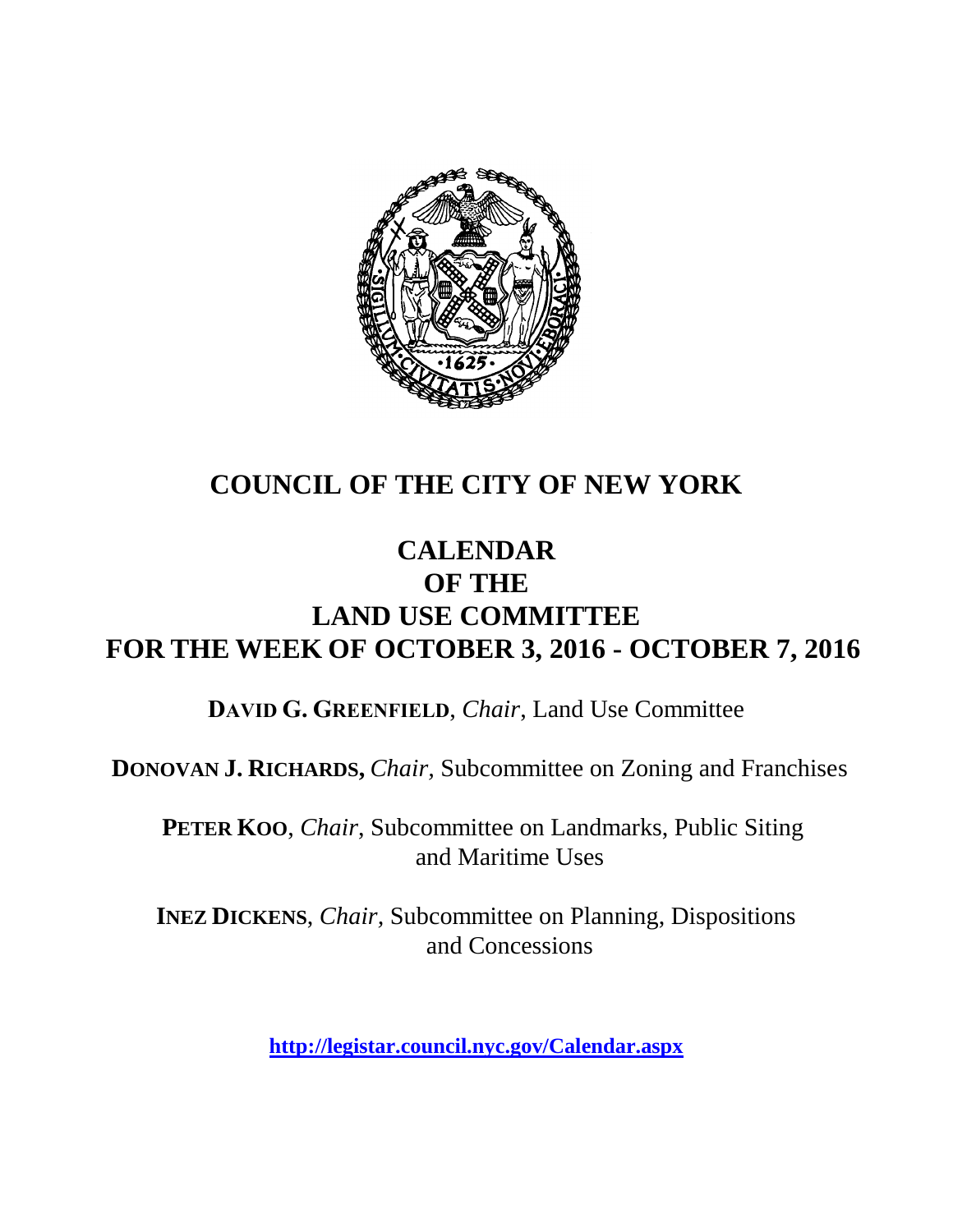# COUNCIL OF THE CITY OF NEW YORK

# CALENDAR
# OF THE
# LAND USE COMMITTEE
# FOR THE WEEK OF OCTOBER 3, 2016 - OCTOBER 7, 2016

**DAVID G. GREENFIELD**, *Chair*, Land Use Committee

**DONOVAN J. RICHARDS,** *Chair*, Subcommittee on Zoning and Franchises

**PETER KOO**, *Chair*, Subcommittee on Landmarks, Public Siting and Maritime Uses

**INEZ DICKENS**, *Chair*, Subcommittee on Planning, Dispositions and Concessions

**http://legistar.council.nyc.gov/Calendar.aspx**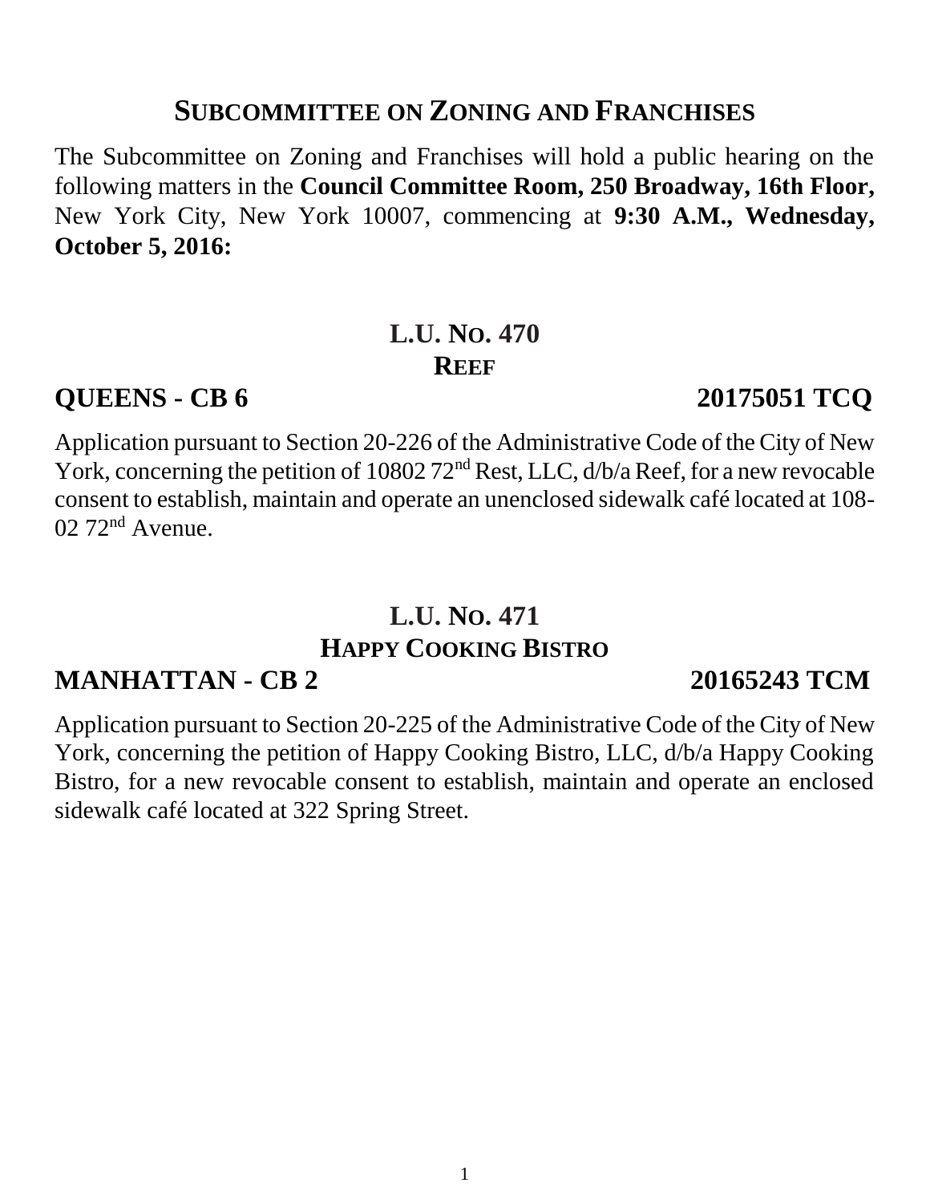## SUBCOMMITTEE ON ZONING AND FRANCHISES

The Subcommittee on Zoning and Franchises will hold a public hearing on the following matters in the **Council Committee Room, 250 Broadway, 16th Floor,** New York City, New York 10007, commencing at **9:30 A.M., Wednesday, October 5, 2016:**

### L.U. NO. 470
### REEF

**QUEENS - CB 6** **20175051 TCQ**

Application pursuant to Section 20-226 of the Administrative Code of the City of New York, concerning the petition of 10802 72nd Rest, LLC, d/b/a Reef, for a new revocable consent to establish, maintain and operate an unenclosed sidewalk café located at 108-02 72nd Avenue.

### L.U. NO. 471
### HAPPY COOKING BISTRO

**MANHATTAN - CB 2** **20165243 TCM**

Application pursuant to Section 20-225 of the Administrative Code of the City of New York, concerning the petition of Happy Cooking Bistro, LLC, d/b/a Happy Cooking Bistro, for a new revocable consent to establish, maintain and operate an enclosed sidewalk café located at 322 Spring Street.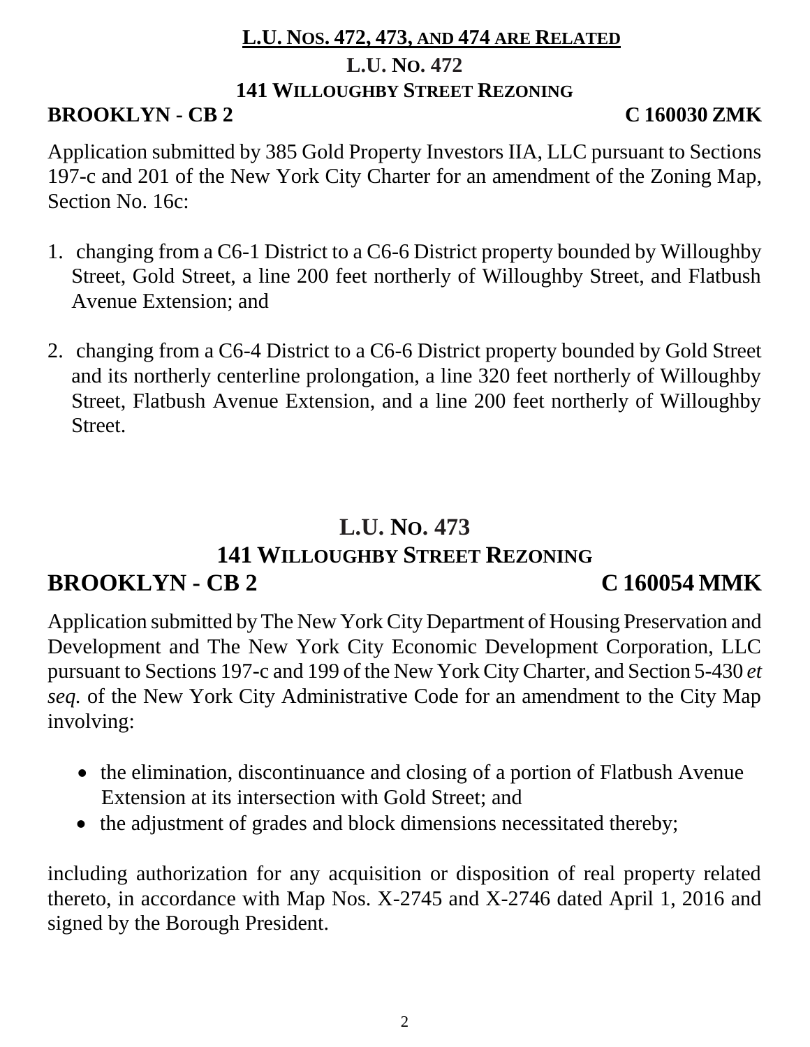**L.U. NOS. 472, 473, AND 474 ARE RELATED**

**L.U. NO. 472**

**141 WILLOUGHBY STREET REZONING**

**BROOKLYN - CB 2** **C 160030 ZMK**

Application submitted by 385 Gold Property Investors IIA, LLC pursuant to Sections 197-c and 201 of the New York City Charter for an amendment of the Zoning Map, Section No. 16c:

1. changing from a C6-1 District to a C6-6 District property bounded by Willoughby Street, Gold Street, a line 200 feet northerly of Willoughby Street, and Flatbush Avenue Extension; and

2. changing from a C6-4 District to a C6-6 District property bounded by Gold Street and its northerly centerline prolongation, a line 320 feet northerly of Willoughby Street, Flatbush Avenue Extension, and a line 200 feet northerly of Willoughby Street.

## L.U. NO. 473

## 141 WILLOUGHBY STREET REZONING

## BROOKLYN - CB 2 C 160054 MMK

Application submitted by The New York City Department of Housing Preservation and Development and The New York City Economic Development Corporation, LLC pursuant to Sections 197-c and 199 of the New York City Charter, and Section 5-430 *et seq.* of the New York City Administrative Code for an amendment to the City Map involving:

- the elimination, discontinuance and closing of a portion of Flatbush Avenue Extension at its intersection with Gold Street; and
- the adjustment of grades and block dimensions necessitated thereby;

including authorization for any acquisition or disposition of real property related thereto, in accordance with Map Nos. X-2745 and X-2746 dated April 1, 2016 and signed by the Borough President.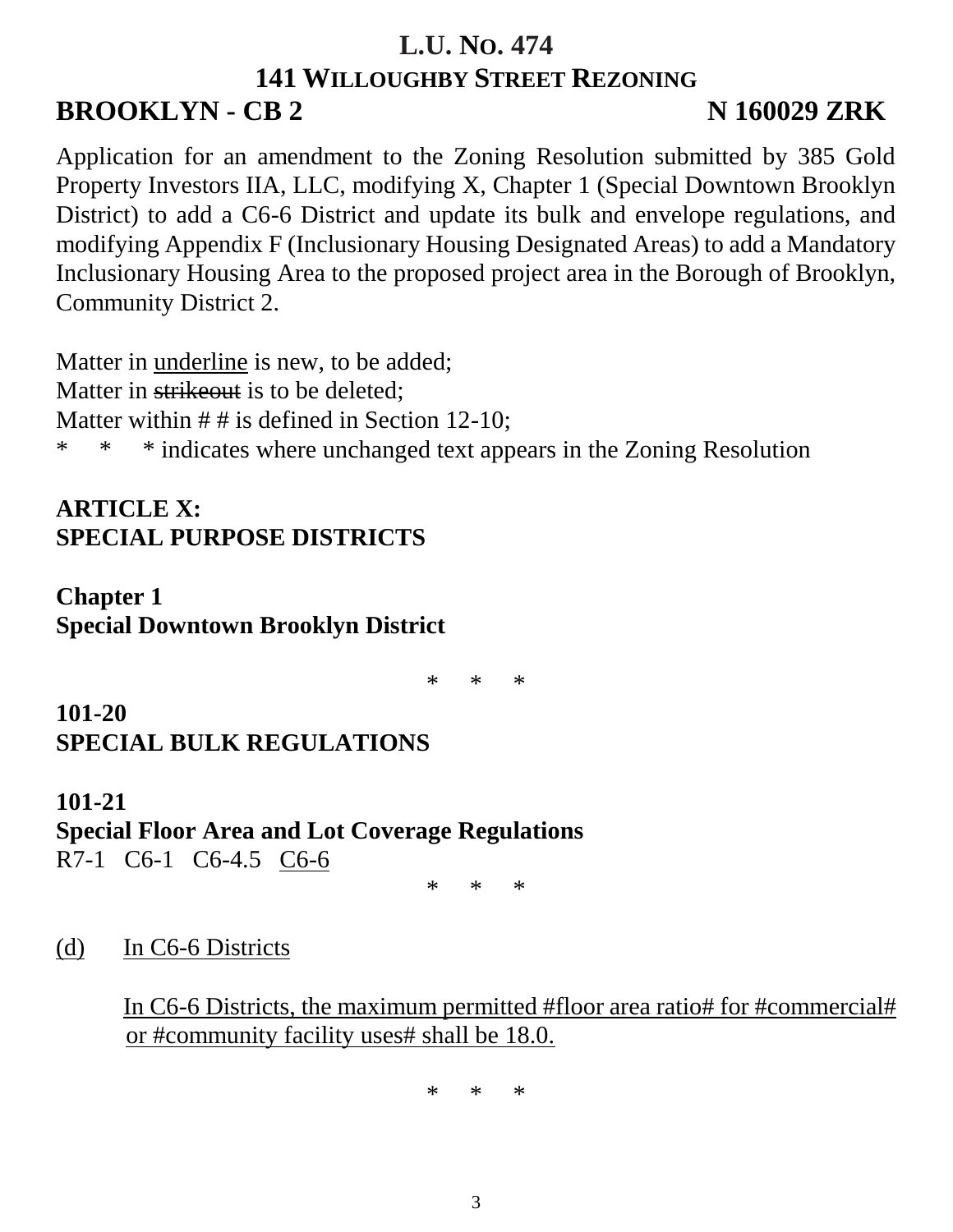# L.U. NO. 474

## 141 WILLOUGHBY STREET REZONING

## BROOKLYN - CB 2 N 160029 ZRK

Application for an amendment to the Zoning Resolution submitted by 385 Gold Property Investors IIA, LLC, modifying X, Chapter 1 (Special Downtown Brooklyn District) to add a C6-6 District and update its bulk and envelope regulations, and modifying Appendix F (Inclusionary Housing Designated Areas) to add a Mandatory Inclusionary Housing Area to the proposed project area in the Borough of Brooklyn, Community District 2.

Matter in <u>underline</u> is new, to be added;
Matter in ~~strikeout~~ is to be deleted;
Matter within # # is defined in Section 12-10;
\* \* \* indicates where unchanged text appears in the Zoning Resolution

**ARTICLE X:**
**SPECIAL PURPOSE DISTRICTS**

**Chapter 1**
**Special Downtown Brooklyn District**

\* \* \*

**101-20**
**SPECIAL BULK REGULATIONS**

**101-21**
**Special Floor Area and Lot Coverage Regulations**
R7-1 C6-1 C6-4.5 <u>C6-6</u>

\* \* \*

<u>(d) In C6-6 Districts</u>

<u>In C6-6 Districts, the maximum permitted #floor area ratio# for #commercial# or #community facility uses# shall be 18.0.</u>

\* \* \*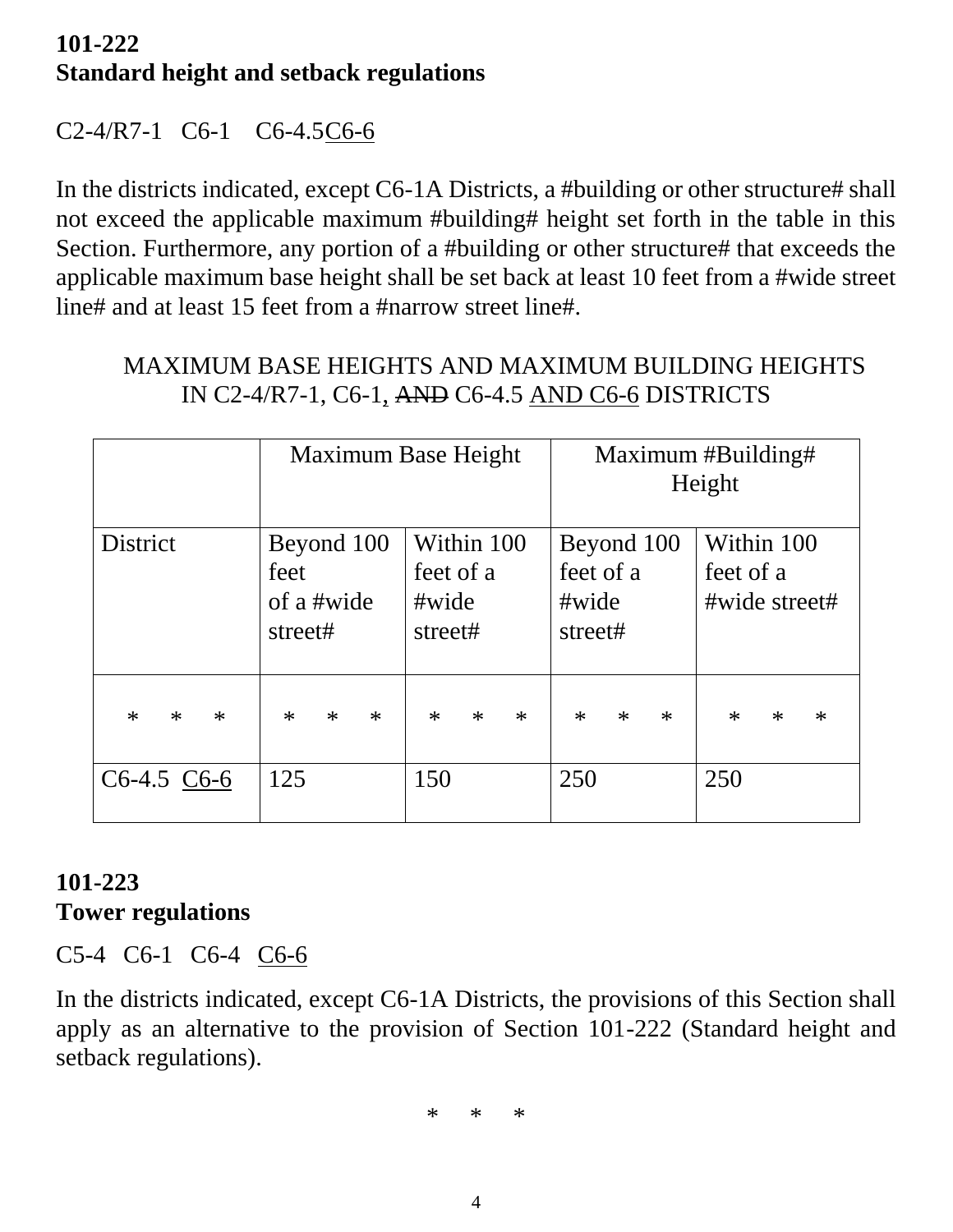**101-222**
**Standard height and setback regulations**

C2-4/R7-1   C6-1    C6-4.5 <u>C6-6</u>

In the districts indicated, except C6-1A Districts, a #building or other structure# shall not exceed the applicable maximum #building# height set forth in the table in this Section. Furthermore, any portion of a #building or other structure# that exceeds the applicable maximum base height shall be set back at least 10 feet from a #wide street line# and at least 15 feet from a #narrow street line#.

MAXIMUM BASE HEIGHTS AND MAXIMUM BUILDING HEIGHTS IN C2-4/R7-1, C6-1, ~~AND~~ C6-4.5 <u>AND C6-6</u> DISTRICTS

| | Maximum Base Height | | Maximum #Building# Height | |
|---|---|---|---|---|
| District | Beyond 100 feet of a #wide street# | Within 100 feet of a #wide street# | Beyond 100 feet of a #wide street# | Within 100 feet of a #wide street# |
| *   *   * | *   *   * | *   *   * | *   *   * | *   *   * |
| C6-4.5 <u>C6-6</u> | 125 | 150 | 250 | 250 |

**101-223**
**Tower regulations**

C5-4   C6-1   C6-4   <u>C6-6</u>

In the districts indicated, except C6-1A Districts, the provisions of this Section shall apply as an alternative to the provision of Section 101-222 (Standard height and setback regulations).

*   *   *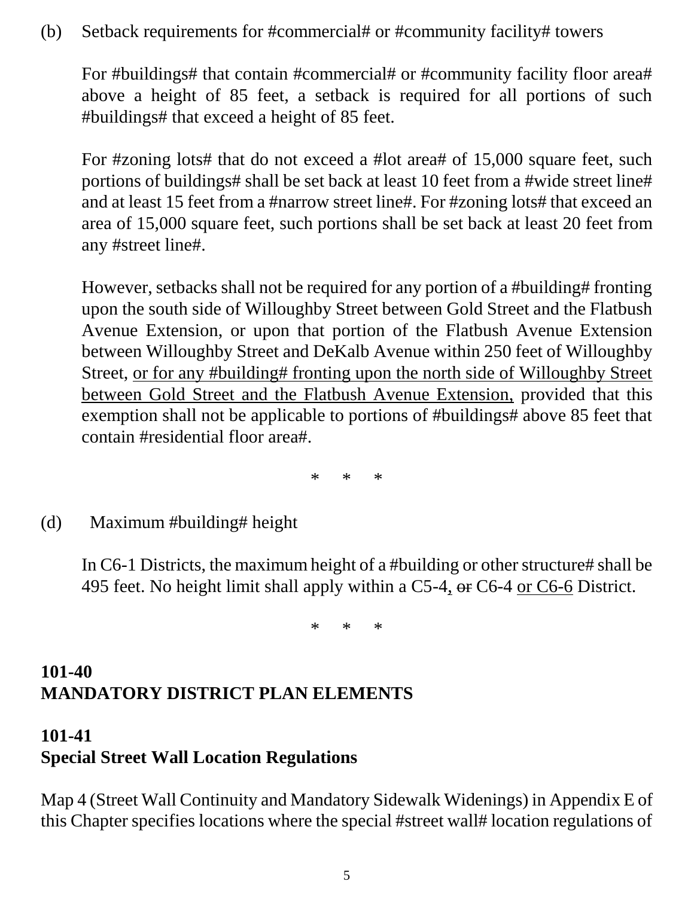(b) Setback requirements for #commercial# or #community facility# towers

For #buildings# that contain #commercial# or #community facility floor area# above a height of 85 feet, a setback is required for all portions of such #buildings# that exceed a height of 85 feet.

For #zoning lots# that do not exceed a #lot area# of 15,000 square feet, such portions of buildings# shall be set back at least 10 feet from a #wide street line# and at least 15 feet from a #narrow street line#. For #zoning lots# that exceed an area of 15,000 square feet, such portions shall be set back at least 20 feet from any #street line#.

However, setbacks shall not be required for any portion of a #building# fronting upon the south side of Willoughby Street between Gold Street and the Flatbush Avenue Extension, or upon that portion of the Flatbush Avenue Extension between Willoughby Street and DeKalb Avenue within 250 feet of Willoughby Street, <u>or for any #building# fronting upon the north side of Willoughby Street between Gold Street and the Flatbush Avenue Extension,</u> provided that this exemption shall not be applicable to portions of #buildings# above 85 feet that contain #residential floor area#.

\*    \*    \*

(d) Maximum #building# height

In C6-1 Districts, the maximum height of a #building or other structure# shall be 495 feet. No height limit shall apply within a C5-4<u>,</u> ~~or~~ C6-4 <u>or C6-6</u> District.

\*    \*    \*

## 101-40
## MANDATORY DISTRICT PLAN ELEMENTS

## 101-41
## Special Street Wall Location Regulations

Map 4 (Street Wall Continuity and Mandatory Sidewalk Widenings) in Appendix E of this Chapter specifies locations where the special #street wall# location regulations of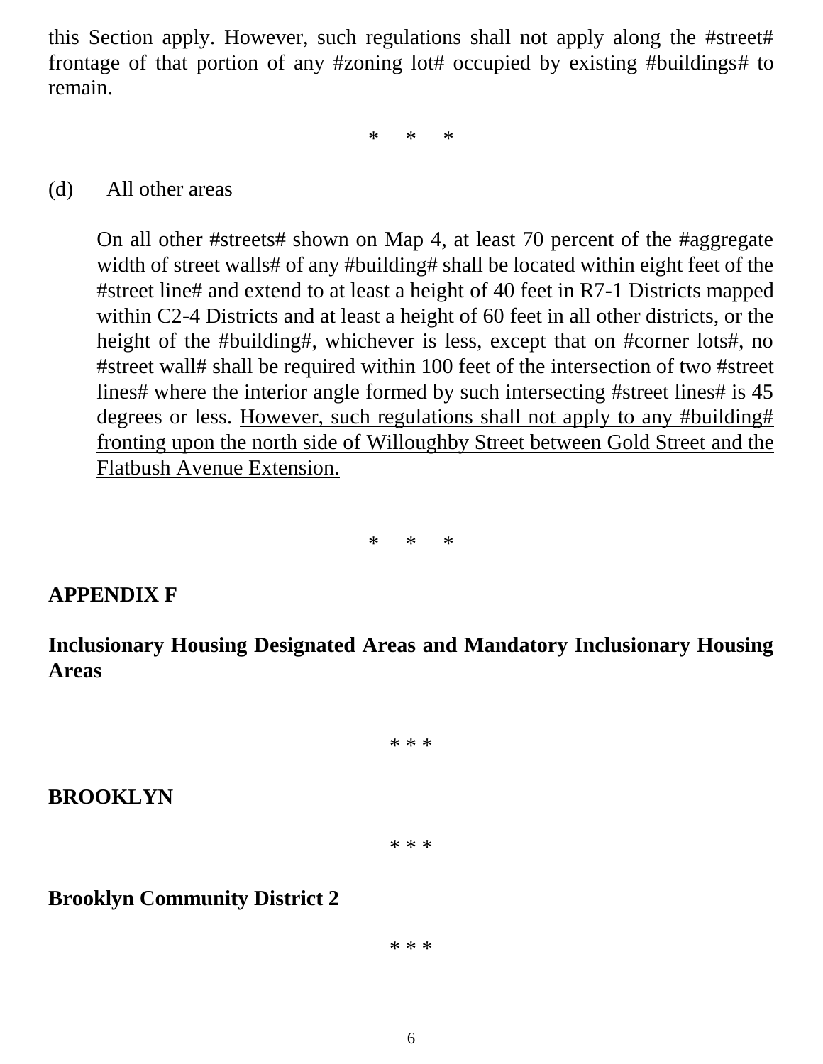this Section apply. However, such regulations shall not apply along the #street# frontage of that portion of any #zoning lot# occupied by existing #buildings# to remain.

\*     \*     \*

(d) All other areas

On all other #streets# shown on Map 4, at least 70 percent of the #aggregate width of street walls# of any #building# shall be located within eight feet of the #street line# and extend to at least a height of 40 feet in R7-1 Districts mapped within C2-4 Districts and at least a height of 60 feet in all other districts, or the height of the #building#, whichever is less, except that on #corner lots#, no #street wall# shall be required within 100 feet of the intersection of two #street lines# where the interior angle formed by such intersecting #street lines# is 45 degrees or less. <u>However, such regulations shall not apply to any #building# fronting upon the north side of Willoughby Street between Gold Street and the Flatbush Avenue Extension.</u>

\*     \*     \*

**APPENDIX F**

**Inclusionary Housing Designated Areas and Mandatory Inclusionary Housing Areas**

\* \* \*

**BROOKLYN**

\* \* \*

**Brooklyn Community District 2**

\* \* \*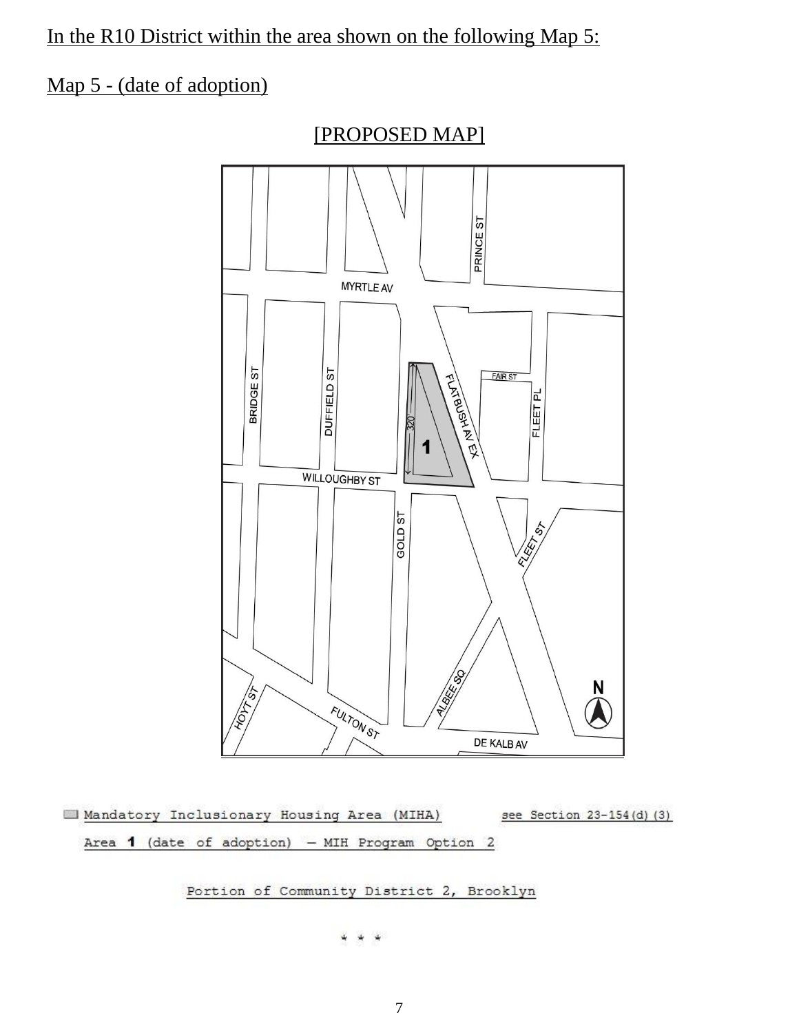<u>In the R10 District within the area shown on the following Map 5:</u>

<u>Map 5 - (date of adoption)</u>

<u>[PROPOSED MAP]</u>

MYRTLE AV

PRINCE ST

BRIDGE ST

DUFFIELD ST

FAIR ST

FLATBUSH AV EX

FLEET PL

320'

1

WILLOUGHBY ST

GOLD ST

FLEET ST

ALBEE SQ

HOYT ST

FULTON ST

DE KALB AV

N

<u>Mandatory Inclusionary Housing Area (MIHA)</u>        <u>see Section 23-154(d)(3)</u>

<u>Area **1** (date of adoption) — MIH Program Option 2</u>

<u>Portion of Community District 2, Brooklyn</u>

\* \* \*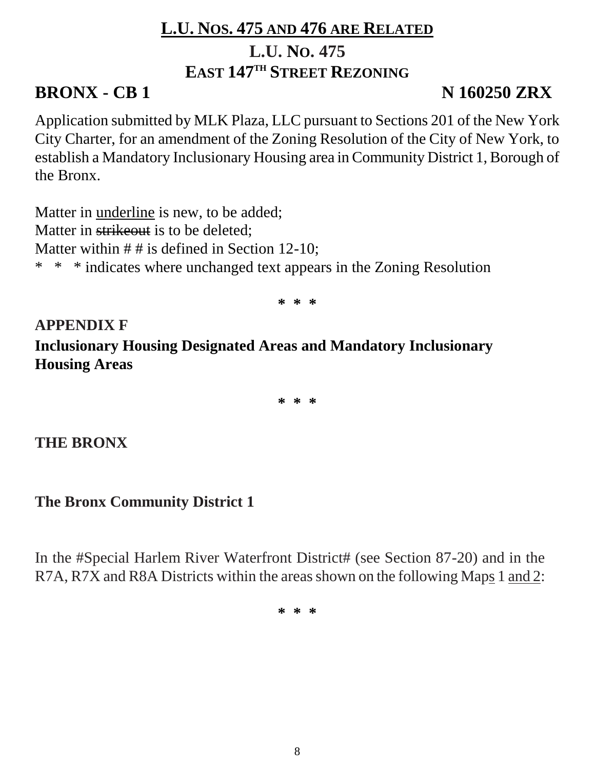# <u>L.U. NOS. 475 AND 476 ARE RELATED</u>

## L.U. NO. 475
## EAST 147TH STREET REZONING

**BRONX - CB 1** **N 160250 ZRX**

Application submitted by MLK Plaza, LLC pursuant to Sections 201 of the New York City Charter, for an amendment of the Zoning Resolution of the City of New York, to establish a Mandatory Inclusionary Housing area in Community District 1, Borough of the Bronx.

Matter in <u>underline</u> is new, to be added;
Matter in ~~strikeout~~ is to be deleted;
Matter within # # is defined in Section 12-10;
\* \* \* indicates where unchanged text appears in the Zoning Resolution

**\* \* \***

**APPENDIX F**

**Inclusionary Housing Designated Areas and Mandatory Inclusionary Housing Areas**

**\* \* \***

**THE BRONX**

**The Bronx Community District 1**

In the #Special Harlem River Waterfront District# (see Section 87-20) and in the R7A, R7X and R8A Districts within the areas shown on the following Map<u>s</u> 1 <u>and 2</u>:

**\* \* \***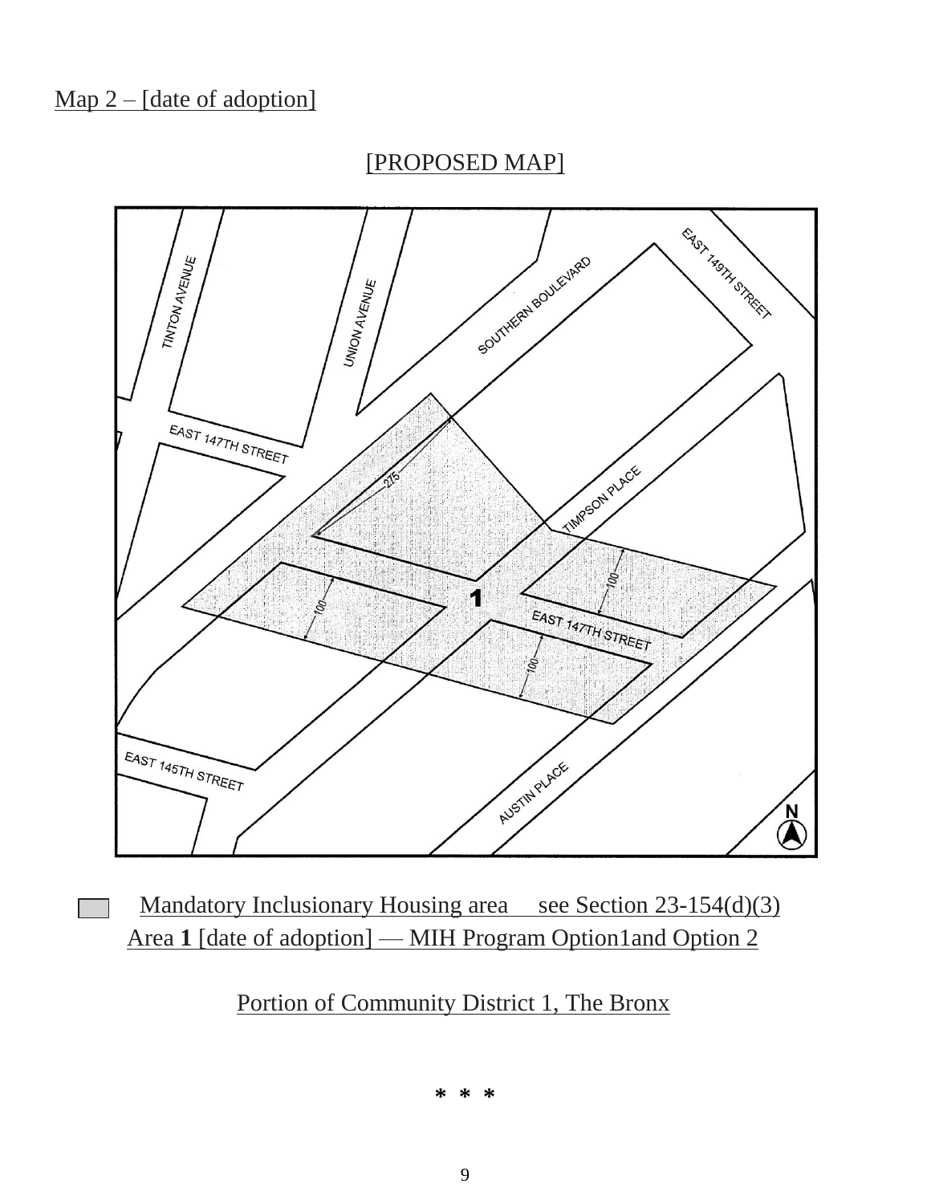Map 2 – [date of adoption]

[PROPOSED MAP]

TINTON AVENUE
UNION AVENUE
SOUTHERN BOULEVARD
EAST 149TH STREET
EAST 147TH STREET
275
TIMPSON PLACE
100
1
EAST 147TH STREET
100
100
EAST 145TH STREET
AUSTIN PLACE
N

Mandatory Inclusionary Housing area see Section 23-154(d)(3)
Area **1** [date of adoption] — MIH Program Option1and Option 2

Portion of Community District 1, The Bronx

\* \* \*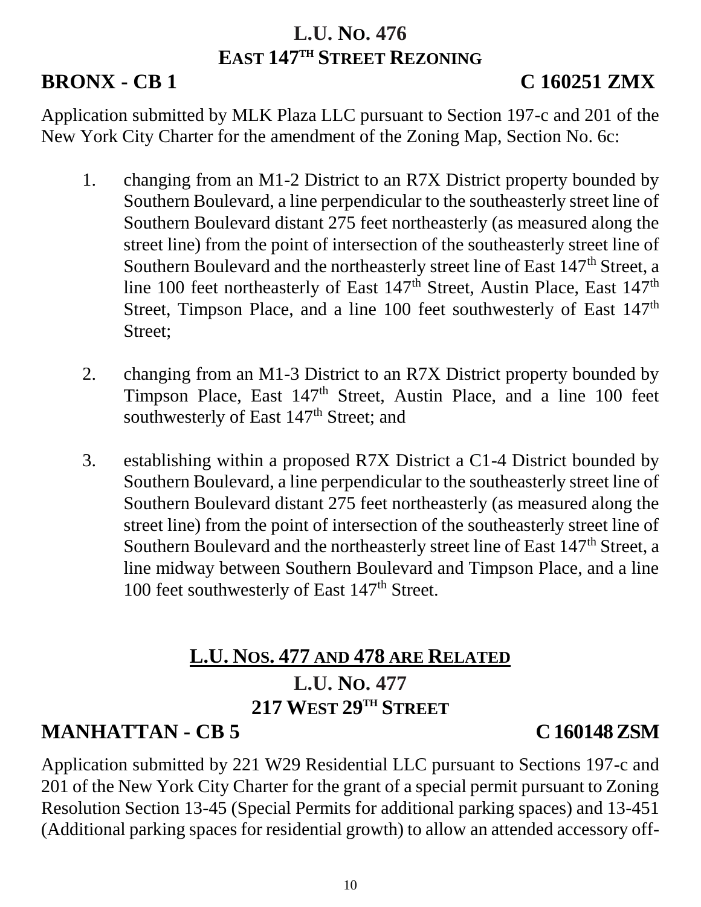## L.U. No. 476
## East 147th Street Rezoning

**BRONX - CB 1** **C 160251 ZMX**

Application submitted by MLK Plaza LLC pursuant to Section 197-c and 201 of the New York City Charter for the amendment of the Zoning Map, Section No. 6c:

1. changing from an M1-2 District to an R7X District property bounded by Southern Boulevard, a line perpendicular to the southeasterly street line of Southern Boulevard distant 275 feet northeasterly (as measured along the street line) from the point of intersection of the southeasterly street line of Southern Boulevard and the northeasterly street line of East 147th Street, a line 100 feet northeasterly of East 147th Street, Austin Place, East 147th Street, Timpson Place, and a line 100 feet southwesterly of East 147th Street;

2. changing from an M1-3 District to an R7X District property bounded by Timpson Place, East 147th Street, Austin Place, and a line 100 feet southwesterly of East 147th Street; and

3. establishing within a proposed R7X District a C1-4 District bounded by Southern Boulevard, a line perpendicular to the southeasterly street line of Southern Boulevard distant 275 feet northeasterly (as measured along the street line) from the point of intersection of the southeasterly street line of Southern Boulevard and the northeasterly street line of East 147th Street, a line midway between Southern Boulevard and Timpson Place, and a line 100 feet southwesterly of East 147th Street.

## L.U. Nos. 477 and 478 are Related
## L.U. No. 477
## 217 West 29th Street

**MANHATTAN - CB 5** **C 160148 ZSM**

Application submitted by 221 W29 Residential LLC pursuant to Sections 197-c and 201 of the New York City Charter for the grant of a special permit pursuant to Zoning Resolution Section 13-45 (Special Permits for additional parking spaces) and 13-451 (Additional parking spaces for residential growth) to allow an attended accessory off-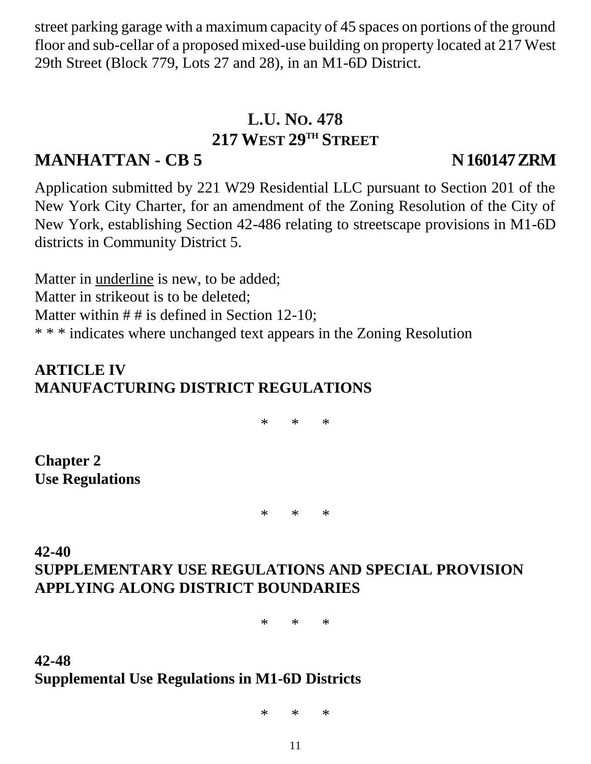street parking garage with a maximum capacity of 45 spaces on portions of the ground floor and sub-cellar of a proposed mixed-use building on property located at 217 West 29th Street (Block 779, Lots 27 and 28), in an M1-6D District.

## L.U. No. 478
## 217 West 29th Street

## MANHATTAN - CB 5 N 160147 ZRM

Application submitted by 221 W29 Residential LLC pursuant to Section 201 of the New York City Charter, for an amendment of the Zoning Resolution of the City of New York, establishing Section 42-486 relating to streetscape provisions in M1-6D districts in Community District 5.

Matter in <u>underline</u> is new, to be added;
Matter in strikeout is to be deleted;
Matter within # # is defined in Section 12-10;
* * * indicates where unchanged text appears in the Zoning Resolution

**ARTICLE IV**
**MANUFACTURING DISTRICT REGULATIONS**

\* \* \*

**Chapter 2**
**Use Regulations**

\* \* \*

**42-40**
**SUPPLEMENTARY USE REGULATIONS AND SPECIAL PROVISION APPLYING ALONG DISTRICT BOUNDARIES**

\* \* \*

**42-48**
**Supplemental Use Regulations in M1-6D Districts**

\* \* \*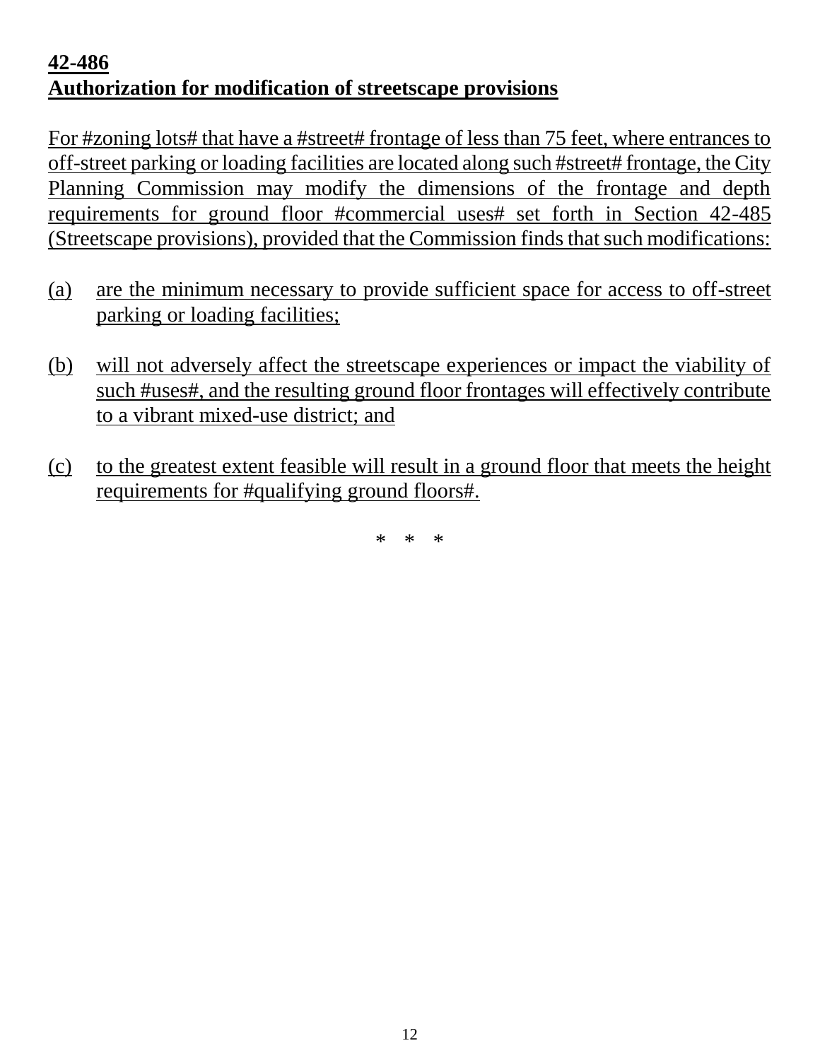**42-486**
**Authorization for modification of streetscape provisions**

For #zoning lots# that have a #street# frontage of less than 75 feet, where entrances to off-street parking or loading facilities are located along such #street# frontage, the City Planning Commission may modify the dimensions of the frontage and depth requirements for ground floor #commercial uses# set forth in Section 42-485 (Streetscape provisions), provided that the Commission finds that such modifications:

(a) are the minimum necessary to provide sufficient space for access to off-street parking or loading facilities;

(b) will not adversely affect the streetscape experiences or impact the viability of such #uses#, and the resulting ground floor frontages will effectively contribute to a vibrant mixed-use district; and

(c) to the greatest extent feasible will result in a ground floor that meets the height requirements for #qualifying ground floors#.

\* \* \*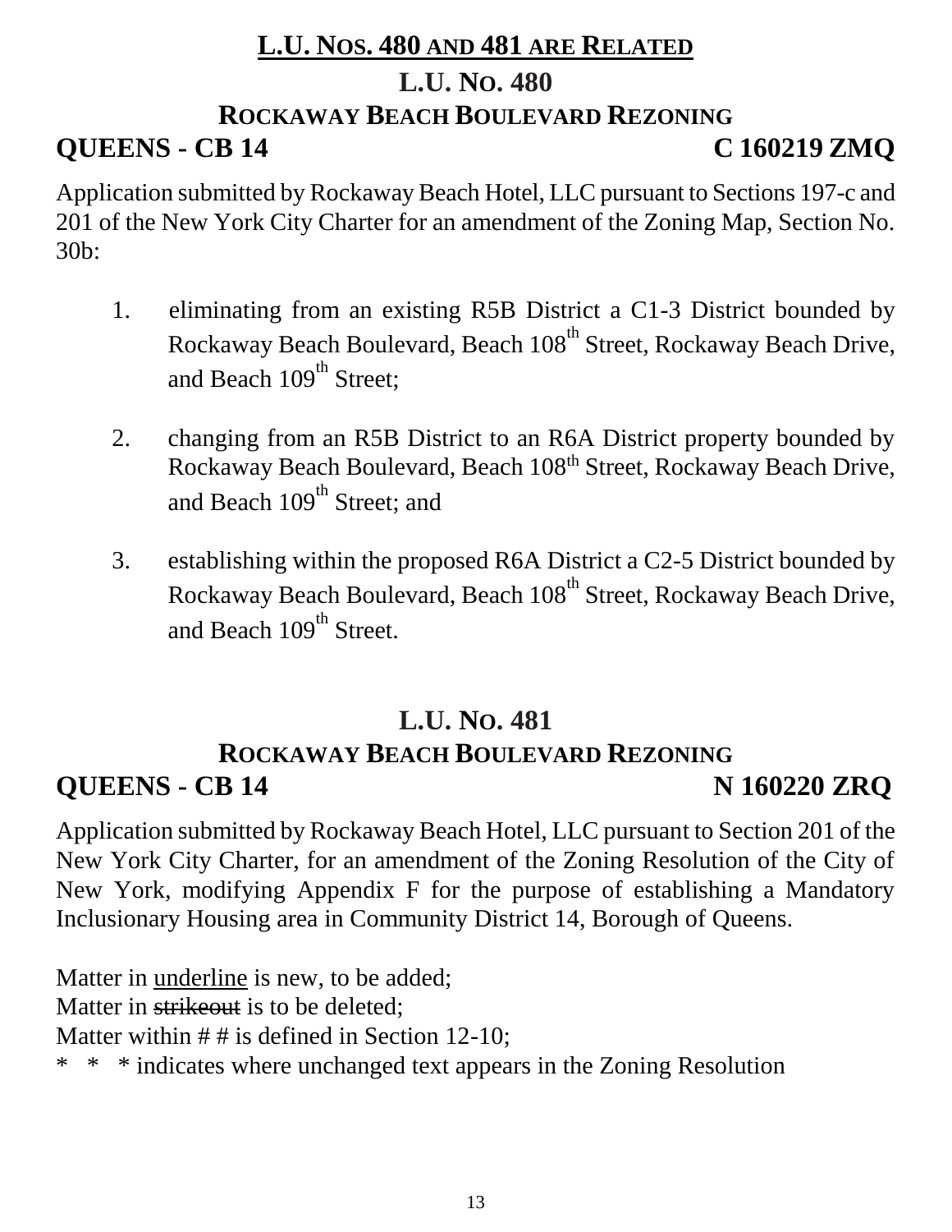## L.U. NOS. 480 AND 481 ARE RELATED

## L.U. NO. 480

## ROCKAWAY BEACH BOULEVARD REZONING

**QUEENS - CB 14** **C 160219 ZMQ**

Application submitted by Rockaway Beach Hotel, LLC pursuant to Sections 197-c and 201 of the New York City Charter for an amendment of the Zoning Map, Section No. 30b:

1. eliminating from an existing R5B District a C1-3 District bounded by Rockaway Beach Boulevard, Beach 108th Street, Rockaway Beach Drive, and Beach 109th Street;

2. changing from an R5B District to an R6A District property bounded by Rockaway Beach Boulevard, Beach 108th Street, Rockaway Beach Drive, and Beach 109th Street; and

3. establishing within the proposed R6A District a C2-5 District bounded by Rockaway Beach Boulevard, Beach 108th Street, Rockaway Beach Drive, and Beach 109th Street.

## L.U. NO. 481

## ROCKAWAY BEACH BOULEVARD REZONING

**QUEENS - CB 14** **N 160220 ZRQ**

Application submitted by Rockaway Beach Hotel, LLC pursuant to Section 201 of the New York City Charter, for an amendment of the Zoning Resolution of the City of New York, modifying Appendix F for the purpose of establishing a Mandatory Inclusionary Housing area in Community District 14, Borough of Queens.

Matter in <u>underline</u> is new, to be added;
Matter in ~~strikeout~~ is to be deleted;
Matter within # # is defined in Section 12-10;
\* \* \* indicates where unchanged text appears in the Zoning Resolution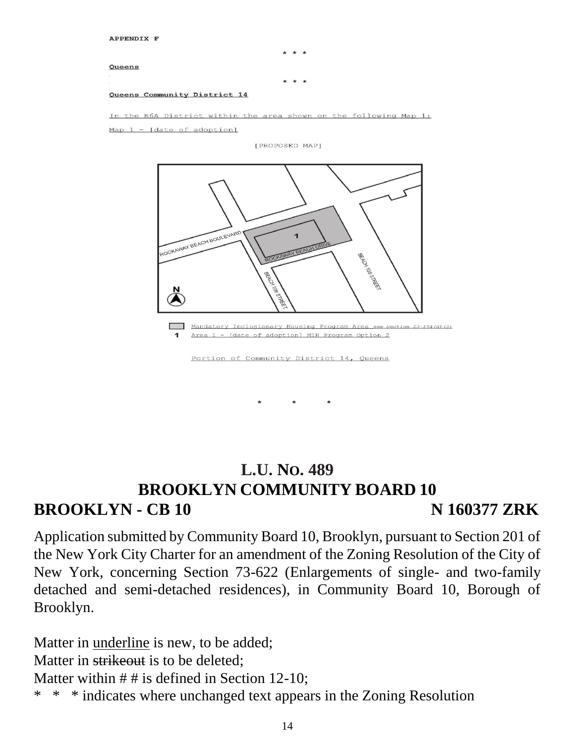APPENDIX F

\* \* \*

<u>Queens</u>

\* \* \*

<u>Queens Community District 14</u>

<u>In the R6A District within the area shown on the following Map 1:</u>

<u>Map 1 – [date of adoption]</u>

[PROPOSED MAP]

ROCKAWAY BEACH BOULEVARD

ROCKAWAY BEACH DRIVE

BEACH 109 STREET

BEACH 108 STREET

1

N

<u>Mandatory Inclusionary Housing Program Area *see Section 23-154(d)(3)*</u>

1 <u>Area 1 – [date of adoption] MIH Program Option 2</u>

<u>Portion of Community District 14, Queens</u>

\* \* \*

## L.U. NO. 489
## BROOKLYN COMMUNITY BOARD 10

**BROOKLYN - CB 10** **N 160377 ZRK**

Application submitted by Community Board 10, Brooklyn, pursuant to Section 201 of the New York City Charter for an amendment of the Zoning Resolution of the City of New York, concerning Section 73-622 (Enlargements of single- and two-family detached and semi-detached residences), in Community Board 10, Borough of Brooklyn.

Matter in <u>underline</u> is new, to be added;
Matter in ~~strikeout~~ is to be deleted;
Matter within # # is defined in Section 12-10;
\* \* \* indicates where unchanged text appears in the Zoning Resolution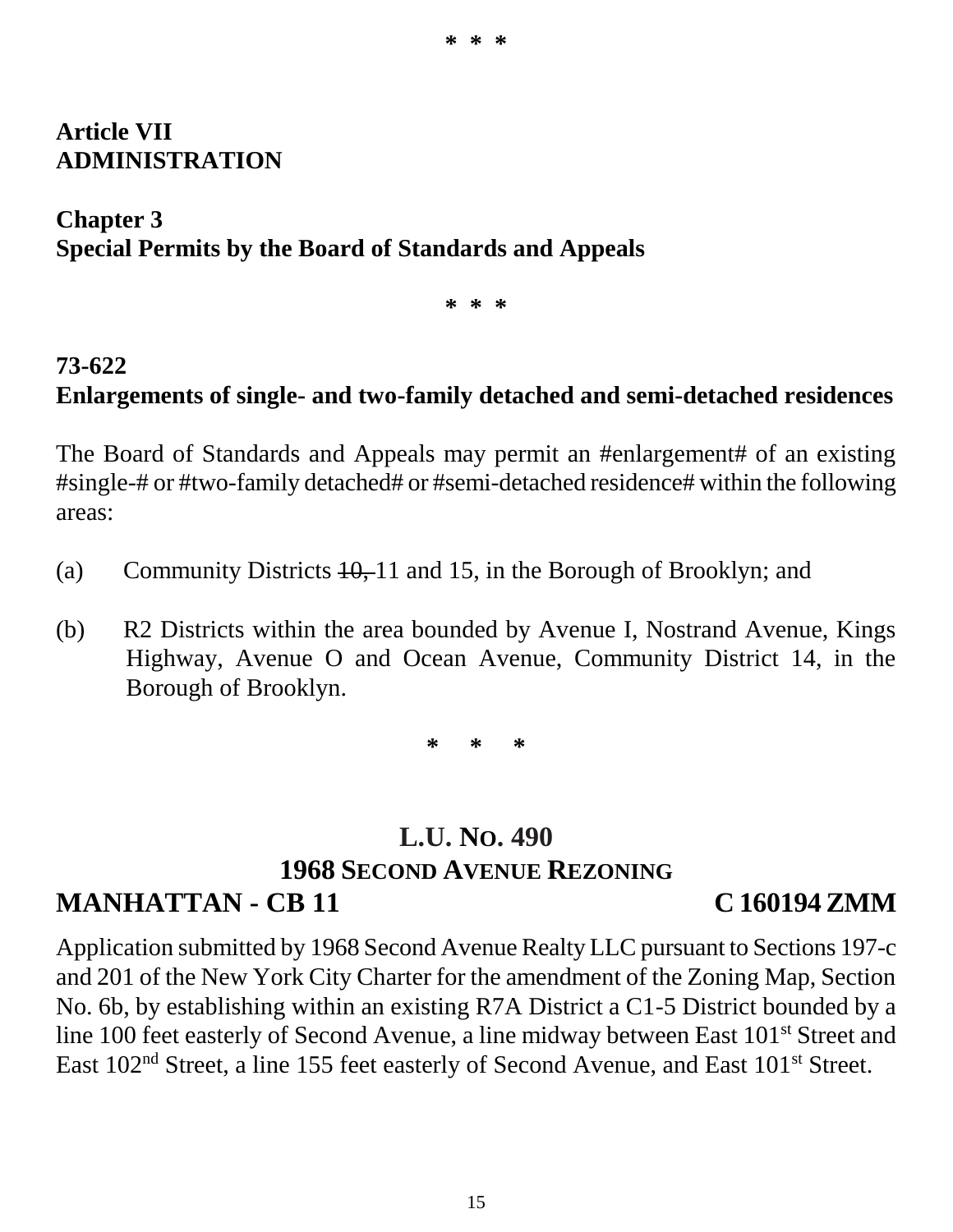\* \* \*

**Article VII**
**ADMINISTRATION**

**Chapter 3**
**Special Permits by the Board of Standards and Appeals**

\* \* \*

**73-622**
**Enlargements of single- and two-family detached and semi-detached residences**

The Board of Standards and Appeals may permit an #enlargement# of an existing #single-# or #two-family detached# or #semi-detached residence# within the following areas:

(a) Community Districts ~~10,~~ 11 and 15, in the Borough of Brooklyn; and

(b) R2 Districts within the area bounded by Avenue I, Nostrand Avenue, Kings Highway, Avenue O and Ocean Avenue, Community District 14, in the Borough of Brooklyn.

\* \* \*

## L.U. NO. 490
## 1968 SECOND AVENUE REZONING
## MANHATTAN - CB 11 C 160194 ZMM

Application submitted by 1968 Second Avenue Realty LLC pursuant to Sections 197-c and 201 of the New York City Charter for the amendment of the Zoning Map, Section No. 6b, by establishing within an existing R7A District a C1-5 District bounded by a line 100 feet easterly of Second Avenue, a line midway between East 101st Street and East 102nd Street, a line 155 feet easterly of Second Avenue, and East 101st Street.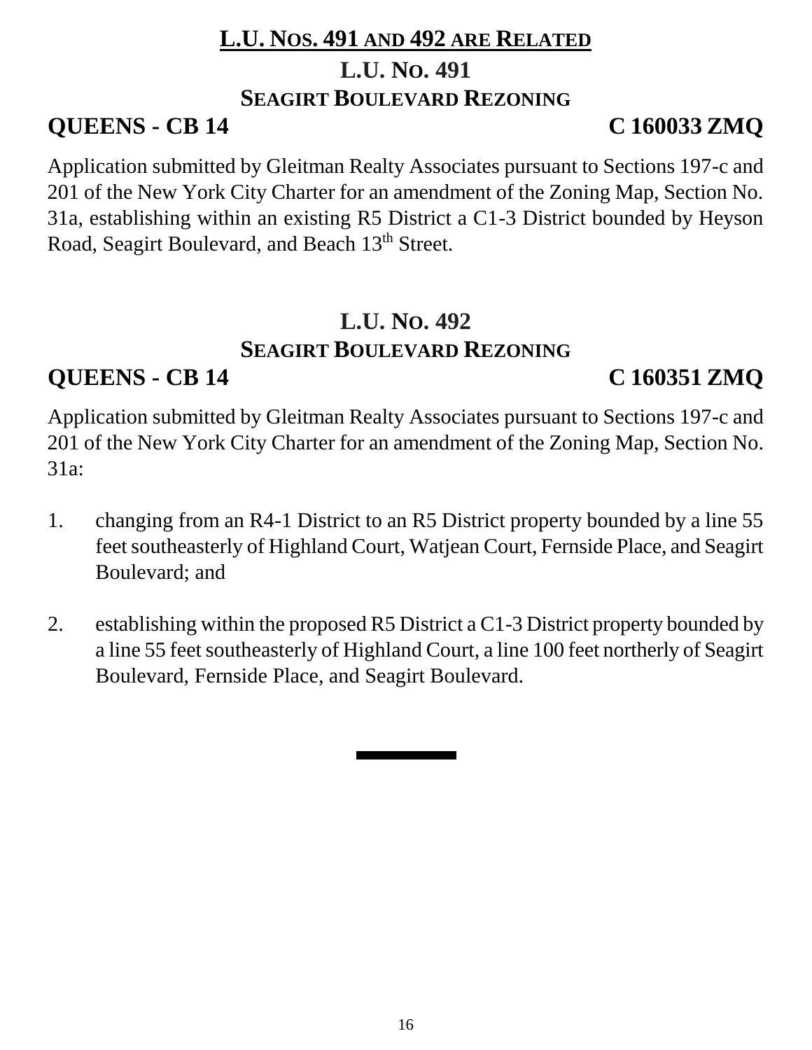**L.U. NOS. 491 AND 492 ARE RELATED**

## L.U. NO. 491
## SEAGIRT BOULEVARD REZONING

**QUEENS - CB 14** **C 160033 ZMQ**

Application submitted by Gleitman Realty Associates pursuant to Sections 197-c and 201 of the New York City Charter for an amendment of the Zoning Map, Section No. 31a, establishing within an existing R5 District a C1-3 District bounded by Heyson Road, Seagirt Boulevard, and Beach 13th Street.

## L.U. NO. 492
## SEAGIRT BOULEVARD REZONING

**QUEENS - CB 14** **C 160351 ZMQ**

Application submitted by Gleitman Realty Associates pursuant to Sections 197-c and 201 of the New York City Charter for an amendment of the Zoning Map, Section No. 31a:

1. changing from an R4-1 District to an R5 District property bounded by a line 55 feet southeasterly of Highland Court, Watjean Court, Fernside Place, and Seagirt Boulevard; and

2. establishing within the proposed R5 District a C1-3 District property bounded by a line 55 feet southeasterly of Highland Court, a line 100 feet northerly of Seagirt Boulevard, Fernside Place, and Seagirt Boulevard.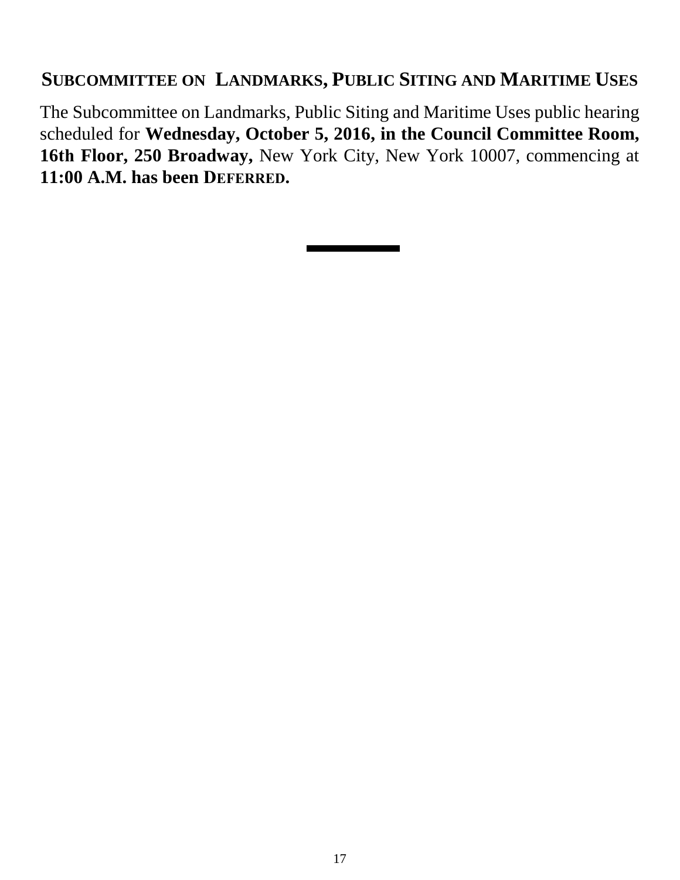## SUBCOMMITTEE ON LANDMARKS, PUBLIC SITING AND MARITIME USES

The Subcommittee on Landmarks, Public Siting and Maritime Uses public hearing scheduled for **Wednesday, October 5, 2016, in the Council Committee Room, 16th Floor, 250 Broadway,** New York City, New York 10007, commencing at **11:00 A.M. has been DEFERRED.**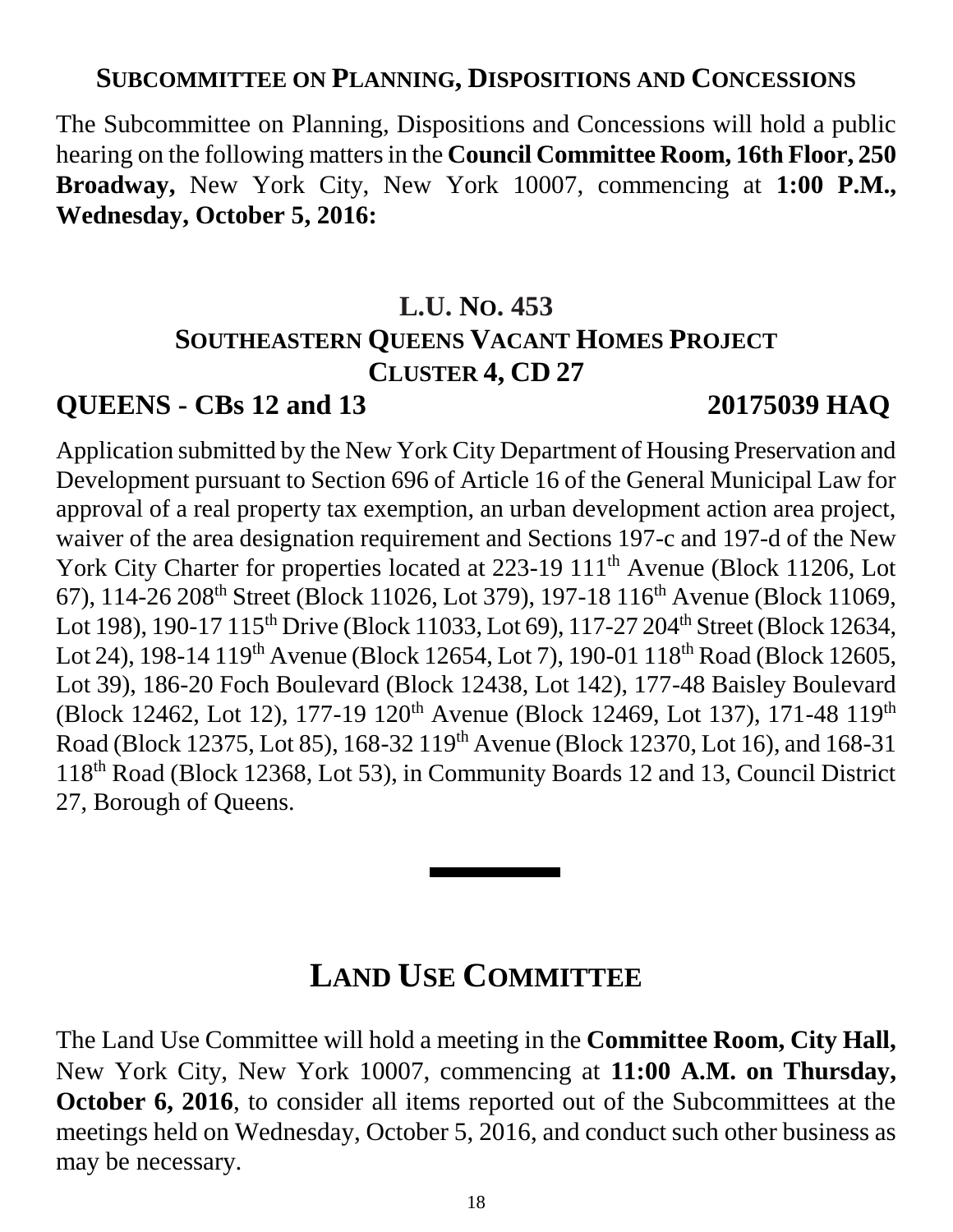## SUBCOMMITTEE ON PLANNING, DISPOSITIONS AND CONCESSIONS

The Subcommittee on Planning, Dispositions and Concessions will hold a public hearing on the following matters in the **Council Committee Room, 16th Floor, 250 Broadway,** New York City, New York 10007, commencing at **1:00 P.M., Wednesday, October 5, 2016:**

### L.U. NO. 453
### SOUTHEASTERN QUEENS VACANT HOMES PROJECT
### CLUSTER 4, CD 27

**QUEENS - CBs 12 and 13** **20175039 HAQ**

Application submitted by the New York City Department of Housing Preservation and Development pursuant to Section 696 of Article 16 of the General Municipal Law for approval of a real property tax exemption, an urban development action area project, waiver of the area designation requirement and Sections 197-c and 197-d of the New York City Charter for properties located at 223-19 111th Avenue (Block 11206, Lot 67), 114-26 208th Street (Block 11026, Lot 379), 197-18 116th Avenue (Block 11069, Lot 198), 190-17 115th Drive (Block 11033, Lot 69), 117-27 204th Street (Block 12634, Lot 24), 198-14 119th Avenue (Block 12654, Lot 7), 190-01 118th Road (Block 12605, Lot 39), 186-20 Foch Boulevard (Block 12438, Lot 142), 177-48 Baisley Boulevard (Block 12462, Lot 12), 177-19 120th Avenue (Block 12469, Lot 137), 171-48 119th Road (Block 12375, Lot 85), 168-32 119th Avenue (Block 12370, Lot 16), and 168-31 118th Road (Block 12368, Lot 53), in Community Boards 12 and 13, Council District 27, Borough of Queens.

---

## LAND USE COMMITTEE

The Land Use Committee will hold a meeting in the **Committee Room, City Hall,** New York City, New York 10007, commencing at **11:00 A.M. on Thursday, October 6, 2016**, to consider all items reported out of the Subcommittees at the meetings held on Wednesday, October 5, 2016, and conduct such other business as may be necessary.